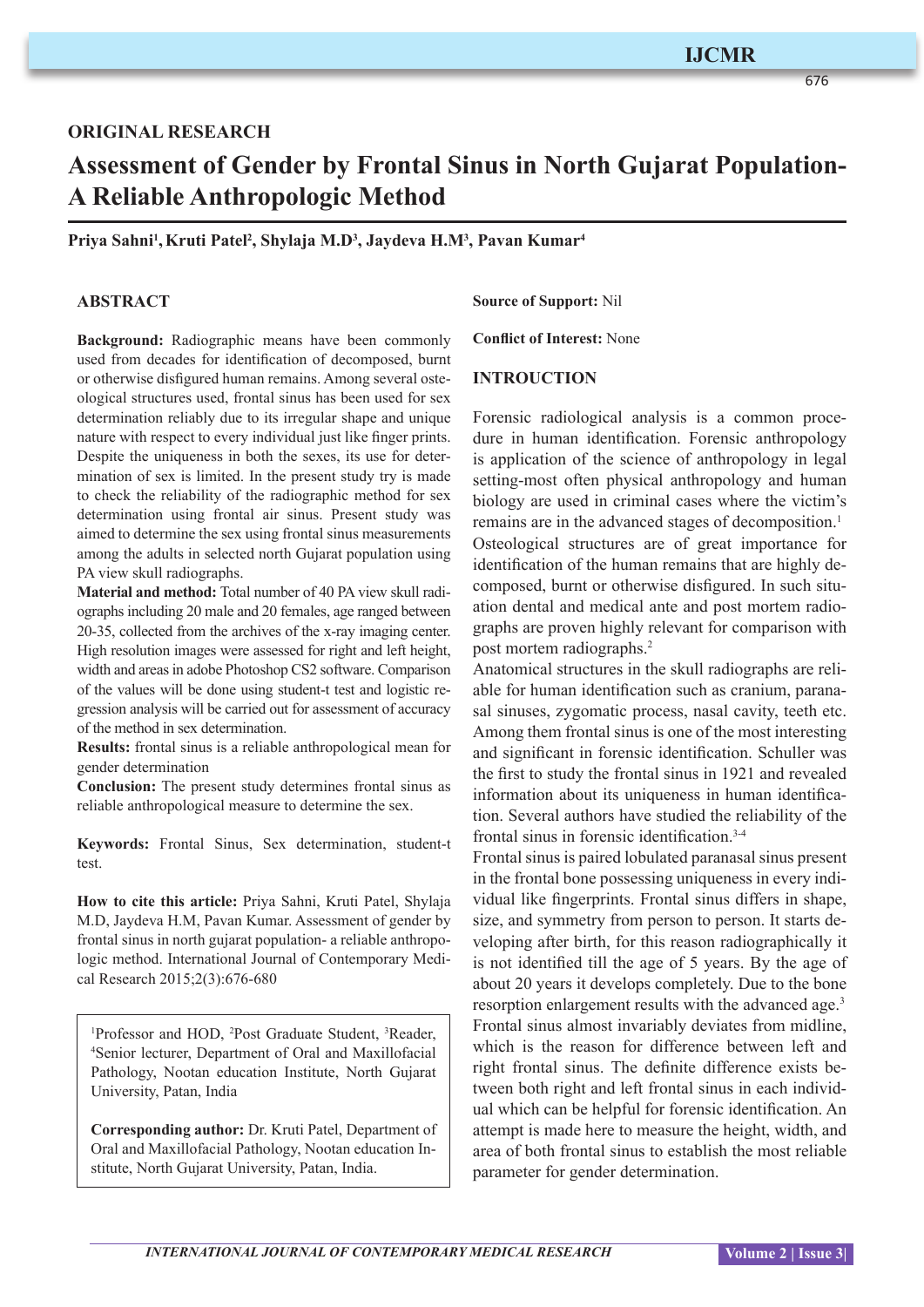**ORIGINAL RESEARCH**

# Assessment of Gender by Frontal Sinus in North Gujarat Population-A Reliable Anthropologic Method

**Priya Sahni[1], Kruti Patel[2], Shylaja M.D[3], Jaydeva H.M[3], Pavan Kumar[4]**

## ABSTRACT

**Background:** Radiographic means have been commonly used from decades for identification of decomposed, burnt or otherwise disfigured human remains. Among several osteological structures used, frontal sinus has been used for sex determination reliably due to its irregular shape and unique nature with respect to every individual just like finger prints. Despite the uniqueness in both the sexes, its use for determination of sex is limited. In the present study try is made to check the reliability of the radiographic method for sex determination using frontal air sinus. Present study was aimed to determine the sex using frontal sinus measurements among the adults in selected north Gujarat population using PA view skull radiographs.

**Material and method:** Total number of 40 PA view skull radiographs including 20 male and 20 females, age ranged between 20-35, collected from the archives of the x-ray imaging center. High resolution images were assessed for right and left height, width and areas in adobe Photoshop CS2 software. Comparison of the values will be done using student-t test and logistic regression analysis will be carried out for assessment of accuracy of the method in sex determination.

**Results:** frontal sinus is a reliable anthropological mean for gender determination

**Conclusion:** The present study determines frontal sinus as reliable anthropological measure to determine the sex.

**Keywords:** Frontal Sinus, Sex determination, student-t test.

**How to cite this article:** Priya Sahni, Kruti Patel, Shylaja M.D, Jaydeva H.M, Pavan Kumar. Assessment of gender by frontal sinus in north gujarat population- a reliable anthropologic method. International Journal of Contemporary Medical Research 2015;2(3):676-680

[1]Professor and HOD, [2]Post Graduate Student, [3]Reader, [4]Senior lecturer, Department of Oral and Maxillofacial Pathology, Nootan education Institute, North Gujarat University, Patan, India

**Corresponding author:** Dr. Kruti Patel, Department of Oral and Maxillofacial Pathology, Nootan education Institute, North Gujarat University, Patan, India.

**Source of Support:** Nil

**Conflict of Interest:** None

## INTROUCTION

Forensic radiological analysis is a common procedure in human identification. Forensic anthropology is application of the science of anthropology in legal setting-most often physical anthropology and human biology are used in criminal cases where the victim's remains are in the advanced stages of decomposition.[1] Osteological structures are of great importance for identification of the human remains that are highly decomposed, burnt or otherwise disfigured. In such situation dental and medical ante and post mortem radiographs are proven highly relevant for comparison with post mortem radiographs.[2]

Anatomical structures in the skull radiographs are reliable for human identification such as cranium, paranasal sinuses, zygomatic process, nasal cavity, teeth etc. Among them frontal sinus is one of the most interesting and significant in forensic identification. Schuller was the first to study the frontal sinus in 1921 and revealed information about its uniqueness in human identification. Several authors have studied the reliability of the frontal sinus in forensic identification.[3-4]

Frontal sinus is paired lobulated paranasal sinus present in the frontal bone possessing uniqueness in every individual like fingerprints. Frontal sinus differs in shape, size, and symmetry from person to person. It starts developing after birth, for this reason radiographically it is not identified till the age of 5 years. By the age of about 20 years it develops completely. Due to the bone resorption enlargement results with the advanced age.[3]

Frontal sinus almost invariably deviates from midline, which is the reason for difference between left and right frontal sinus. The definite difference exists between both right and left frontal sinus in each individual which can be helpful for forensic identification. An attempt is made here to measure the height, width, and area of both frontal sinus to establish the most reliable parameter for gender determination.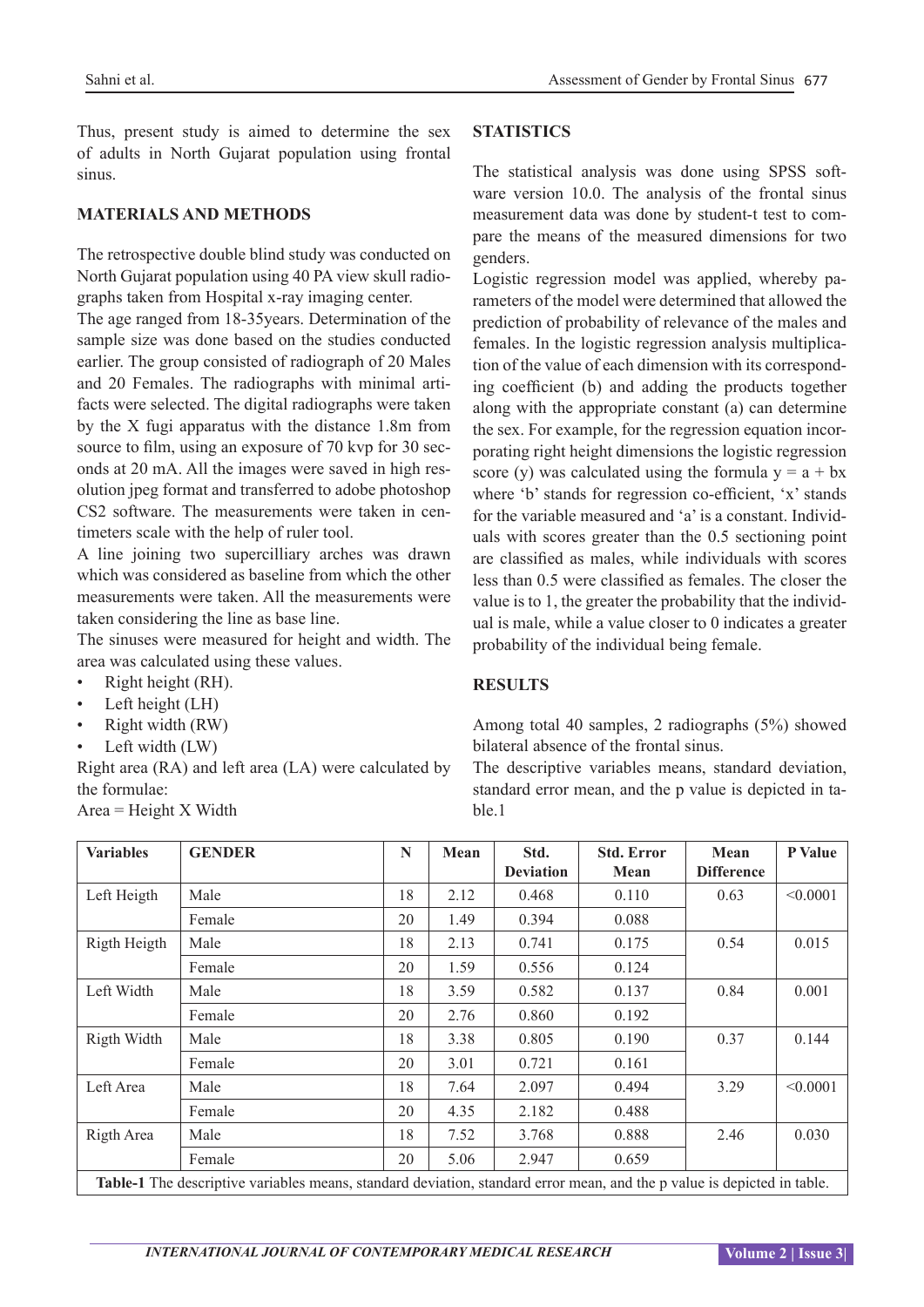Thus, present study is aimed to determine the sex of adults in North Gujarat population using frontal sinus.

## MATERIALS AND METHODS

The retrospective double blind study was conducted on North Gujarat population using 40 PA view skull radiographs taken from Hospital x-ray imaging center.

The age ranged from 18-35years. Determination of the sample size was done based on the studies conducted earlier. The group consisted of radiograph of 20 Males and 20 Females. The radiographs with minimal artifacts were selected. The digital radiographs were taken by the X fugi apparatus with the distance 1.8m from source to film, using an exposure of 70 kvp for 30 seconds at 20 mA. All the images were saved in high resolution jpeg format and transferred to adobe photoshop CS2 software. The measurements were taken in centimeters scale with the help of ruler tool.

A line joining two supercilliary arches was drawn which was considered as baseline from which the other measurements were taken. All the measurements were taken considering the line as base line.

The sinuses were measured for height and width. The area was calculated using these values.

- Right height (RH).
- Left height (LH)
- Right width (RW)
- Left width (LW)

Right area (RA) and left area (LA) were calculated by the formulae:

Area = Height X Width

## STATISTICS

The statistical analysis was done using SPSS software version 10.0. The analysis of the frontal sinus measurement data was done by student-t test to compare the means of the measured dimensions for two genders.

Logistic regression model was applied, whereby parameters of the model were determined that allowed the prediction of probability of relevance of the males and females. In the logistic regression analysis multiplication of the value of each dimension with its corresponding coefficient (b) and adding the products together along with the appropriate constant (a) can determine the sex. For example, for the regression equation incorporating right height dimensions the logistic regression score (y) was calculated using the formula $y = a + bx$ where 'b' stands for regression co-efficient, 'x' stands for the variable measured and 'a' is a constant. Individuals with scores greater than the 0.5 sectioning point are classified as males, while individuals with scores less than 0.5 were classified as females. The closer the value is to 1, the greater the probability that the individual is male, while a value closer to 0 indicates a greater probability of the individual being female.

## RESULTS

Among total 40 samples, 2 radiographs (5%) showed bilateral absence of the frontal sinus.

The descriptive variables means, standard deviation, standard error mean, and the p value is depicted in table.1

| Variables | GENDER | N | Mean | Std. Deviation | Std. Error Mean | Mean Difference | P Value |
|---|---|---|---|---|---|---|---|
| Left Heigth | Male | 18 | 2.12 | 0.468 | 0.110 | 0.63 | <0.0001 |
| | Female | 20 | 1.49 | 0.394 | 0.088 | | |
| Rigth Heigth | Male | 18 | 2.13 | 0.741 | 0.175 | 0.54 | 0.015 |
| | Female | 20 | 1.59 | 0.556 | 0.124 | | |
| Left Width | Male | 18 | 3.59 | 0.582 | 0.137 | 0.84 | 0.001 |
| | Female | 20 | 2.76 | 0.860 | 0.192 | | |
| Rigth Width | Male | 18 | 3.38 | 0.805 | 0.190 | 0.37 | 0.144 |
| | Female | 20 | 3.01 | 0.721 | 0.161 | | |
| Left Area | Male | 18 | 7.64 | 2.097 | 0.494 | 3.29 | <0.0001 |
| | Female | 20 | 4.35 | 2.182 | 0.488 | | |
| Rigth Area | Male | 18 | 7.52 | 3.768 | 0.888 | 2.46 | 0.030 |
| | Female | 20 | 5.06 | 2.947 | 0.659 | | |

**Table-1** The descriptive variables means, standard deviation, standard error mean, and the p value is depicted in table.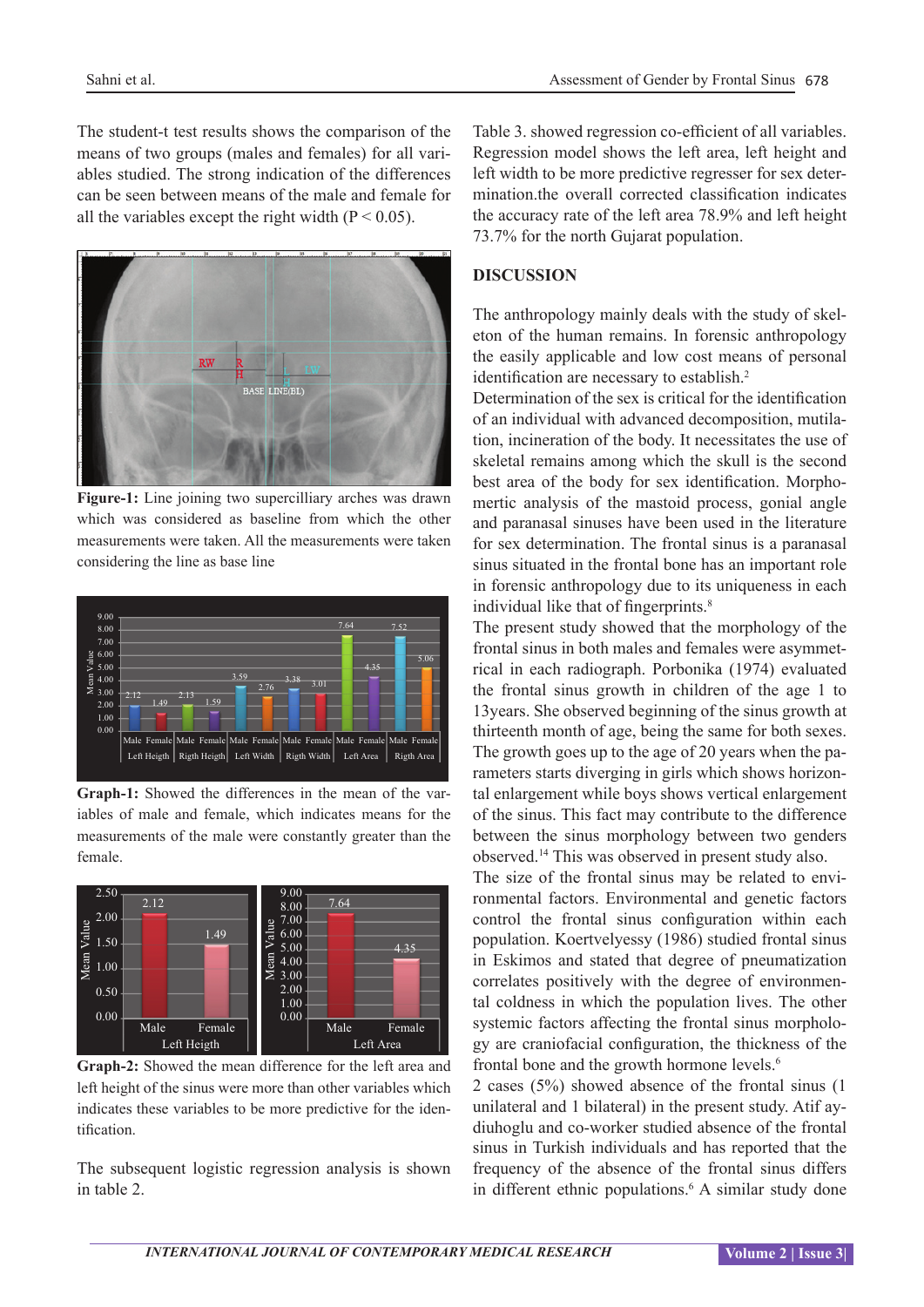The student-t test results shows the comparison of the means of two groups (males and females) for all variables studied. The strong indication of the differences can be seen between means of the male and female for all the variables except the right width ($P < 0.05$).

**Figure-1:** Line joining two supercilliary arches was drawn which was considered as baseline from which the other measurements were taken. All the measurements were taken considering the line as base line

**Graph-1:** Showed the differences in the mean of the variables of male and female, which indicates means for the measurements of the male were constantly greater than the female.

**Graph-2:** Showed the mean difference for the left area and left height of the sinus were more than other variables which indicates these variables to be more predictive for the identification.

The subsequent logistic regression analysis is shown in table 2.

Table 3. showed regression co-efficient of all variables. Regression model shows the left area, left height and left width to be more predictive regresser for sex determination.the overall corrected classification indicates the accuracy rate of the left area 78.9% and left height 73.7% for the north Gujarat population.

## DISCUSSION

The anthropology mainly deals with the study of skeleton of the human remains. In forensic anthropology the easily applicable and low cost means of personal identification are necessary to establish.[2]

Determination of the sex is critical for the identification of an individual with advanced decomposition, mutilation, incineration of the body. It necessitates the use of skeletal remains among which the skull is the second best area of the body for sex identification. Morphomertic analysis of the mastoid process, gonial angle and paranasal sinuses have been used in the literature for sex determination. The frontal sinus is a paranasal sinus situated in the frontal bone has an important role in forensic anthropology due to its uniqueness in each individual like that of fingerprints.[8]

The present study showed that the morphology of the frontal sinus in both males and females were asymmetrical in each radiograph. Porbonika (1974) evaluated the frontal sinus growth in children of the age 1 to 13years. She observed beginning of the sinus growth at thirteenth month of age, being the same for both sexes. The growth goes up to the age of 20 years when the parameters starts diverging in girls which shows horizontal enlargement while boys shows vertical enlargement of the sinus. This fact may contribute to the difference between the sinus morphology between two genders observed.[14] This was observed in present study also.

The size of the frontal sinus may be related to environmental factors. Environmental and genetic factors control the frontal sinus configuration within each population. Koertvelyessy (1986) studied frontal sinus in Eskimos and stated that degree of pneumatization correlates positively with the degree of environmental coldness in which the population lives. The other systemic factors affecting the frontal sinus morphology are craniofacial configuration, the thickness of the frontal bone and the growth hormone levels.[6]

2 cases (5%) showed absence of the frontal sinus (1 unilateral and 1 bilateral) in the present study. Atif aydiuhoglu and co-worker studied absence of the frontal sinus in Turkish individuals and has reported that the frequency of the absence of the frontal sinus differs in different ethnic populations.[6] A similar study done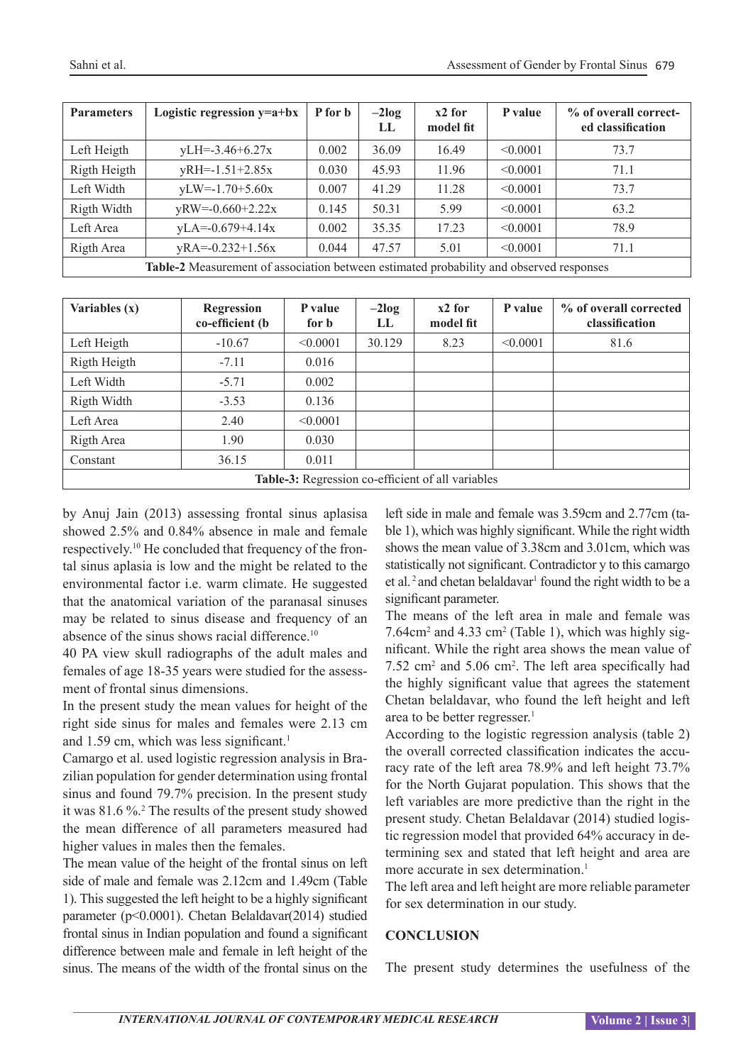| Parameters | Logistic regression y=a+bx | P for b | –2log LL | x2 for model fit | P value | % of overall corrected classification |
|---|---|---|---|---|---|---|
| Left Heigth | yLH=-3.46+6.27x | 0.002 | 36.09 | 16.49 | <0.0001 | 73.7 |
| Rigth Heigth | yRH=-1.51+2.85x | 0.030 | 45.93 | 11.96 | <0.0001 | 71.1 |
| Left Width | yLW=-1.70+5.60x | 0.007 | 41.29 | 11.28 | <0.0001 | 73.7 |
| Rigth Width | yRW=-0.660+2.22x | 0.145 | 50.31 | 5.99 | <0.0001 | 63.2 |
| Left Area | yLA=-0.679+4.14x | 0.002 | 35.35 | 17.23 | <0.0001 | 78.9 |
| Rigth Area | yRA=-0.232+1.56x | 0.044 | 47.57 | 5.01 | <0.0001 | 71.1 |

**Table-2** Measurement of association between estimated probability and observed responses

| Variables (x) | Regression co-efficient (b | P value for b | –2log LL | x2 for model fit | P value | % of overall corrected classification |
|---|---|---|---|---|---|---|
| Left Heigth | -10.67 | <0.0001 | 30.129 | 8.23 | <0.0001 | 81.6 |
| Rigth Heigth | -7.11 | 0.016 | | | | |
| Left Width | -5.71 | 0.002 | | | | |
| Rigth Width | -3.53 | 0.136 | | | | |
| Left Area | 2.40 | <0.0001 | | | | |
| Rigth Area | 1.90 | 0.030 | | | | |
| Constant | 36.15 | 0.011 | | | | |

**Table-3:** Regression co-efficient of all variables

by Anuj Jain (2013) assessing frontal sinus aplasia showed 2.5% and 0.84% absence in male and female respectively.[10] He concluded that frequency of the frontal sinus aplasia is low and the might be related to the environmental factor i.e. warm climate. He suggested that the anatomical variation of the paranasal sinuses may be related to sinus disease and frequency of an absence of the sinus shows racial difference.[10]

40 PA view skull radiographs of the adult males and females of age 18-35 years were studied for the assessment of frontal sinus dimensions.

In the present study the mean values for height of the right side sinus for males and females were 2.13 cm and 1.59 cm, which was less significant.[1]

Camargo et al. used logistic regression analysis in Brazilian population for gender determination using frontal sinus and found 79.7% precision. In the present study it was 81.6 %.[2] The results of the present study showed the mean difference of all parameters measured had higher values in males then the females.

The mean value of the height of the frontal sinus on left side of male and female was 2.12cm and 1.49cm (Table 1). This suggested the left height to be a highly significant parameter (p<0.0001). Chetan Belaldavar(2014) studied frontal sinus in Indian population and found a significant difference between male and female in left height of the sinus. The means of the width of the frontal sinus on the left side in male and female was 3.59cm and 2.77cm (table 1), which was highly significant. While the right width shows the mean value of 3.38cm and 3.01cm, which was statistically not significant. Contradictor y to this camargo et al.[2] and chetan belaldavar[1] found the right width to be a significant parameter.

The means of the left area in male and female was 7.64cm$^2$ and 4.33 cm$^2$ (Table 1), which was highly significant. While the right area shows the mean value of 7.52 cm$^2$ and 5.06 cm$^2$. The left area specifically had the highly significant value that agrees the statement Chetan belaldavar, who found the left height and left area to be better regresser.[1]

According to the logistic regression analysis (table 2) the overall corrected classification indicates the accuracy rate of the left area 78.9% and left height 73.7% for the North Gujarat population. This shows that the left variables are more predictive than the right in the present study. Chetan Belaldavar (2014) studied logistic regression model that provided 64% accuracy in determining sex and stated that left height and area are more accurate in sex determination.[1]

The left area and left height are more reliable parameter for sex determination in our study.

## CONCLUSION

The present study determines the usefulness of the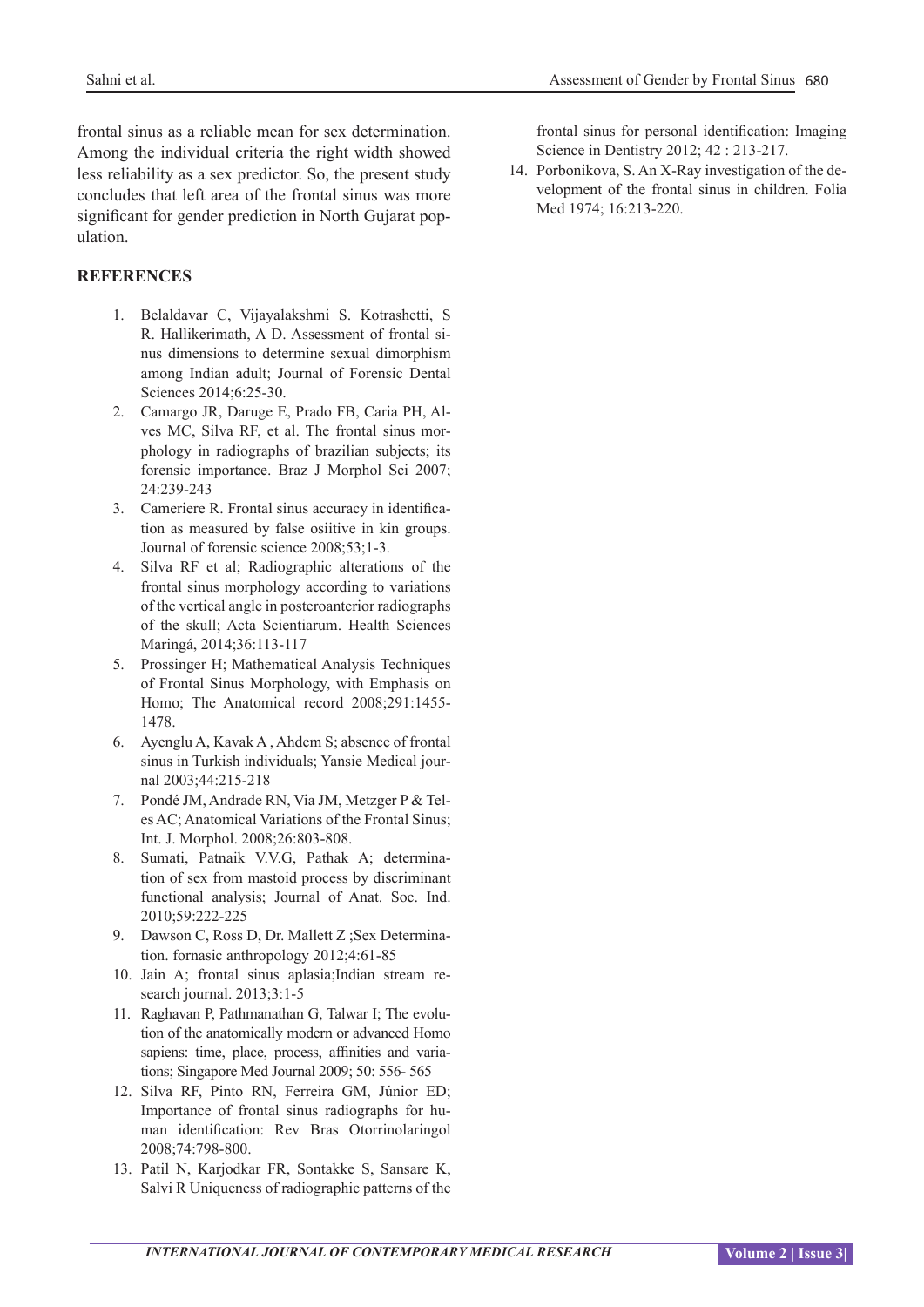frontal sinus as a reliable mean for sex determination. Among the individual criteria the right width showed less reliability as a sex predictor. So, the present study concludes that left area of the frontal sinus was more significant for gender prediction in North Gujarat population.

## REFERENCES

1. Belaldavar C, Vijayalakshmi S. Kotrashetti, S R. Hallikerimath, A D. Assessment of frontal sinus dimensions to determine sexual dimorphism among Indian adult; Journal of Forensic Dental Sciences 2014;6:25-30.
2. Camargo JR, Daruge E, Prado FB, Caria PH, Alves MC, Silva RF, et al. The frontal sinus morphology in radiographs of brazilian subjects; its forensic importance. Braz J Morphol Sci 2007; 24:239-243
3. Cameriere R. Frontal sinus accuracy in identification as measured by false osiitive in kin groups. Journal of forensic science 2008;53;1-3.
4. Silva RF et al; Radiographic alterations of the frontal sinus morphology according to variations of the vertical angle in posteroanterior radiographs of the skull; Acta Scientiarum. Health Sciences Maringá, 2014;36:113-117
5. Prossinger H; Mathematical Analysis Techniques of Frontal Sinus Morphology, with Emphasis on Homo; The Anatomical record 2008;291:1455-1478.
6. Ayenglu A, Kavak A , Ahdem S; absence of frontal sinus in Turkish individuals; Yansie Medical journal 2003;44:215-218
7. Pondé JM, Andrade RN, Via JM, Metzger P & Teles AC; Anatomical Variations of the Frontal Sinus; Int. J. Morphol. 2008;26:803-808.
8. Sumati, Patnaik V.V.G, Pathak A; determination of sex from mastoid process by discriminant functional analysis; Journal of Anat. Soc. Ind. 2010;59:222-225
9. Dawson C, Ross D, Dr. Mallett Z ;Sex Determination. fornasic anthropology 2012;4:61-85
10. Jain A; frontal sinus aplasia;Indian stream research journal. 2013;3:1-5
11. Raghavan P, Pathmanathan G, Talwar I; The evolution of the anatomically modern or advanced Homo sapiens: time, place, process, affinities and variations; Singapore Med Journal 2009; 50: 556- 565
12. Silva RF, Pinto RN, Ferreira GM, Júnior ED; Importance of frontal sinus radiographs for human identification: Rev Bras Otorrinolaringol 2008;74:798-800.
13. Patil N, Karjodkar FR, Sontakke S, Sansare K, Salvi R Uniqueness of radiographic patterns of the frontal sinus for personal identification: Imaging Science in Dentistry 2012; 42 : 213-217.
14. Porbonikova, S. An X-Ray investigation of the development of the frontal sinus in children. Folia Med 1974; 16:213-220.